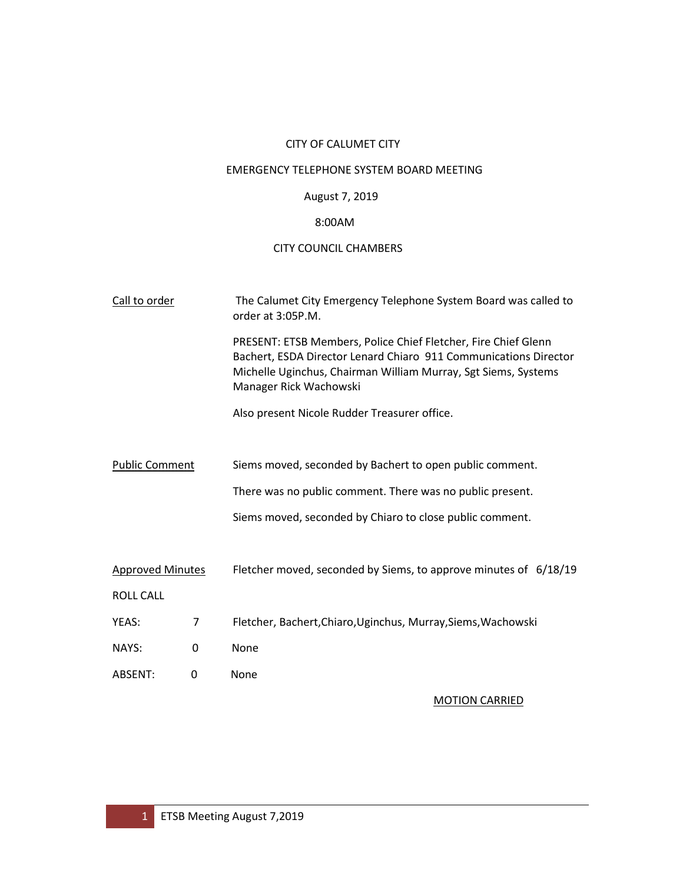CITY OF CALUMET CITY

EMERGENCY TELEPHONE SYSTEM BOARD MEETING

August 7, 2019

8:00AM

CITY COUNCIL CHAMBERS

<u>Call to order</u>

The Calumet City Emergency Telephone System Board was called to order at 3:05P.M.

PRESENT: ETSB Members, Police Chief Fletcher, Fire Chief Glenn Bachert, ESDA Director Lenard Chiaro 911 Communications Director Michelle Uginchus, Chairman William Murray, Sgt Siems, Systems Manager Rick Wachowski

Also present Nicole Rudder Treasurer office.

<u>Public Comment</u>

Siems moved, seconded by Bachert to open public comment.

There was no public comment. There was no public present.

Siems moved, seconded by Chiaro to close public comment.

<u>Approved Minutes</u>

Fletcher moved, seconded by Siems, to approve minutes of 6/18/19

ROLL CALL

| | | |
|---|---|---|
| YEAS: | 7 | Fletcher, Bachert,Chiaro,Uginchus, Murray,Siems,Wachowski |
| NAYS: | 0 | None |
| ABSENT: | 0 | None |

<u>MOTION CARRIED</u>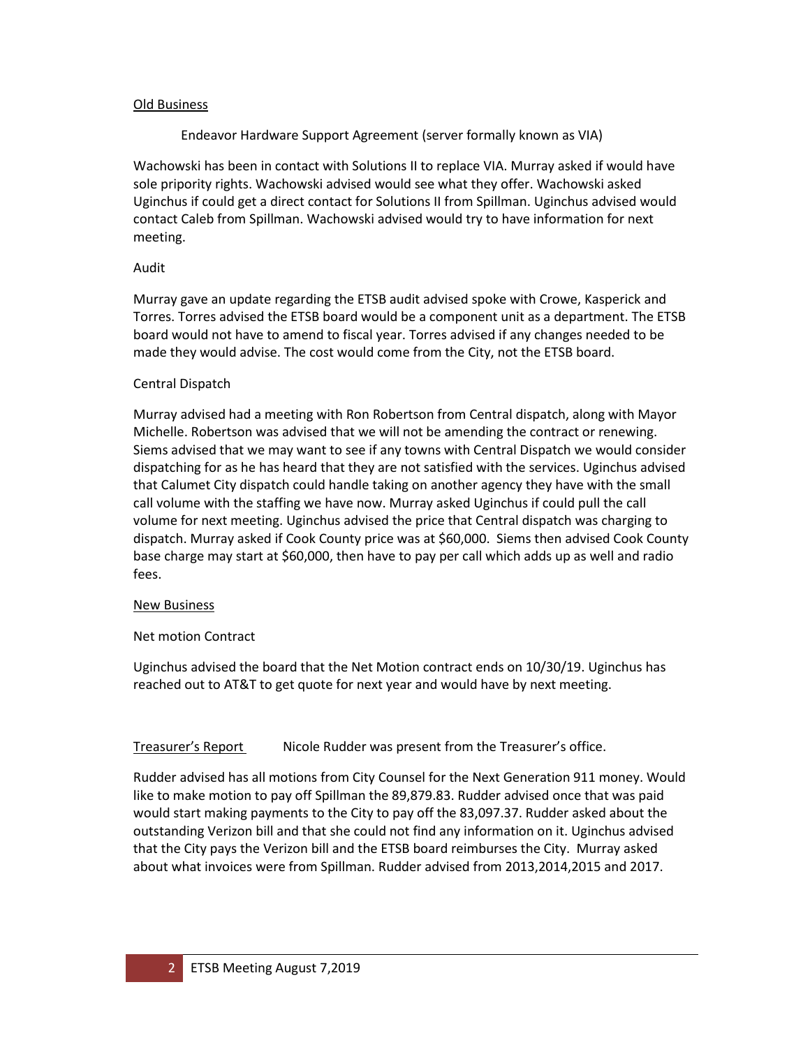## Old Business

Endeavor Hardware Support Agreement (server formally known as VIA)

Wachowski has been in contact with Solutions II to replace VIA. Murray asked if would have sole pripority rights. Wachowski advised would see what they offer. Wachowski asked Uginchus if could get a direct contact for Solutions II from Spillman. Uginchus advised would contact Caleb from Spillman. Wachowski advised would try to have information for next meeting.

Audit

Murray gave an update regarding the ETSB audit advised spoke with Crowe, Kasperick and Torres. Torres advised the ETSB board would be a component unit as a department. The ETSB board would not have to amend to fiscal year. Torres advised if any changes needed to be made they would advise. The cost would come from the City, not the ETSB board.

Central Dispatch

Murray advised had a meeting with Ron Robertson from Central dispatch, along with Mayor Michelle. Robertson was advised that we will not be amending the contract or renewing. Siems advised that we may want to see if any towns with Central Dispatch we would consider dispatching for as he has heard that they are not satisfied with the services. Uginchus advised that Calumet City dispatch could handle taking on another agency they have with the small call volume with the staffing we have now. Murray asked Uginchus if could pull the call volume for next meeting. Uginchus advised the price that Central dispatch was charging to dispatch. Murray asked if Cook County price was at $60,000. Siems then advised Cook County base charge may start at $60,000, then have to pay per call which adds up as well and radio fees.

## New Business

Net motion Contract

Uginchus advised the board that the Net Motion contract ends on 10/30/19. Uginchus has reached out to AT&T to get quote for next year and would have by next meeting.

## Treasurer's Report

Nicole Rudder was present from the Treasurer's office.

Rudder advised has all motions from City Counsel for the Next Generation 911 money. Would like to make motion to pay off Spillman the 89,879.83. Rudder advised once that was paid would start making payments to the City to pay off the 83,097.37. Rudder asked about the outstanding Verizon bill and that she could not find any information on it. Uginchus advised that the City pays the Verizon bill and the ETSB board reimburses the City. Murray asked about what invoices were from Spillman. Rudder advised from 2013,2014,2015 and 2017.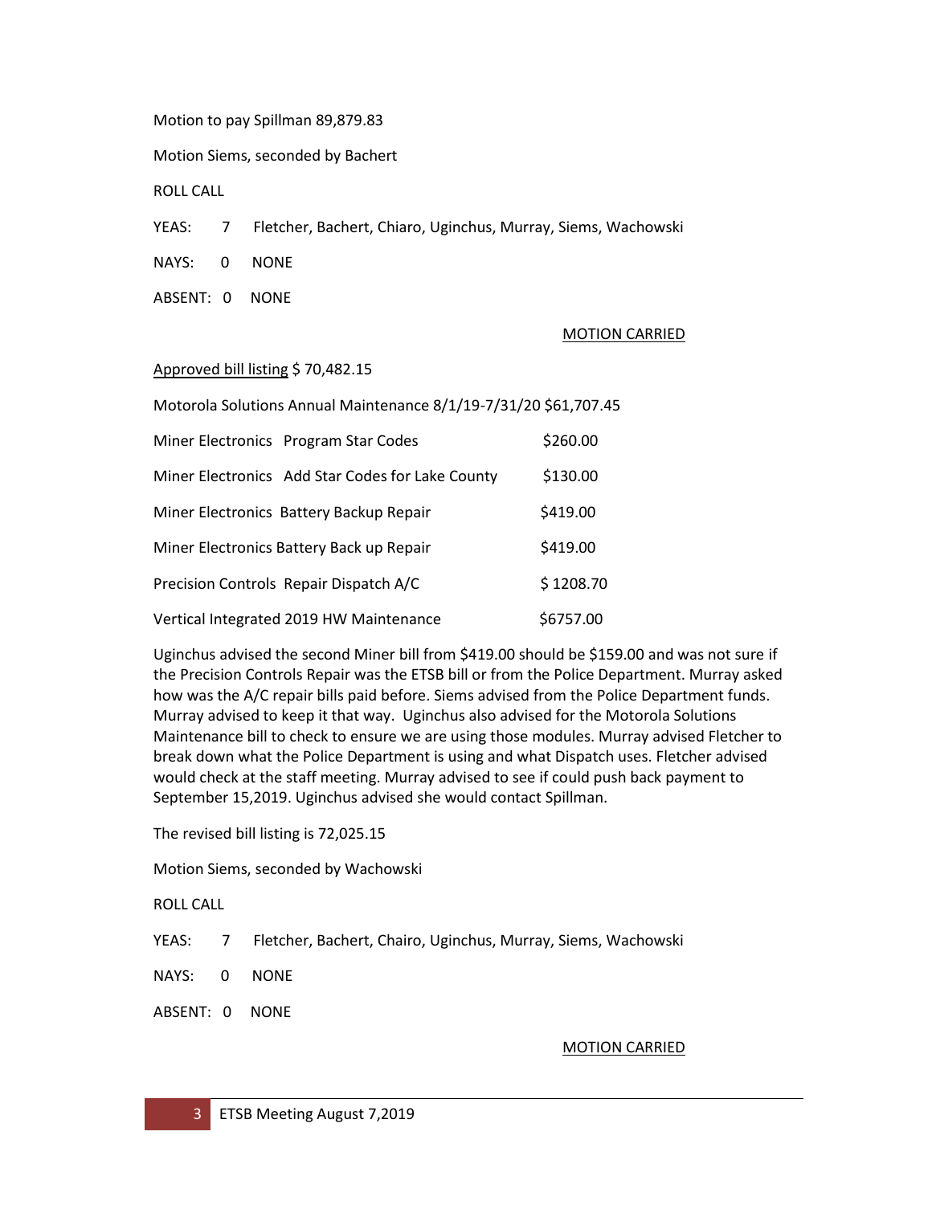Motion to pay Spillman 89,879.83

Motion Siems, seconded by Bachert

ROLL CALL

YEAS: 7 Fletcher, Bachert, Chiaro, Uginchus, Murray, Siems, Wachowski

NAYS: 0 NONE

ABSENT: 0 NONE

MOTION CARRIED

Approved bill listing $ 70,482.15

Motorola Solutions Annual Maintenance 8/1/19-7/31/20 $61,707.45

| | |
|---|---|
| Miner Electronics Program Star Codes | $260.00 |
| Miner Electronics Add Star Codes for Lake County | $130.00 |
| Miner Electronics Battery Backup Repair | $419.00 |
| Miner Electronics Battery Back up Repair | $419.00 |
| Precision Controls Repair Dispatch A/C | $ 1208.70 |
| Vertical Integrated 2019 HW Maintenance | $6757.00 |

Uginchus advised the second Miner bill from $419.00 should be $159.00 and was not sure if the Precision Controls Repair was the ETSB bill or from the Police Department. Murray asked how was the A/C repair bills paid before. Siems advised from the Police Department funds. Murray advised to keep it that way. Uginchus also advised for the Motorola Solutions Maintenance bill to check to ensure we are using those modules. Murray advised Fletcher to break down what the Police Department is using and what Dispatch uses. Fletcher advised would check at the staff meeting. Murray advised to see if could push back payment to September 15,2019. Uginchus advised she would contact Spillman.

The revised bill listing is 72,025.15

Motion Siems, seconded by Wachowski

ROLL CALL

YEAS: 7 Fletcher, Bachert, Chairo, Uginchus, Murray, Siems, Wachowski

NAYS: 0 NONE

ABSENT: 0 NONE

MOTION CARRIED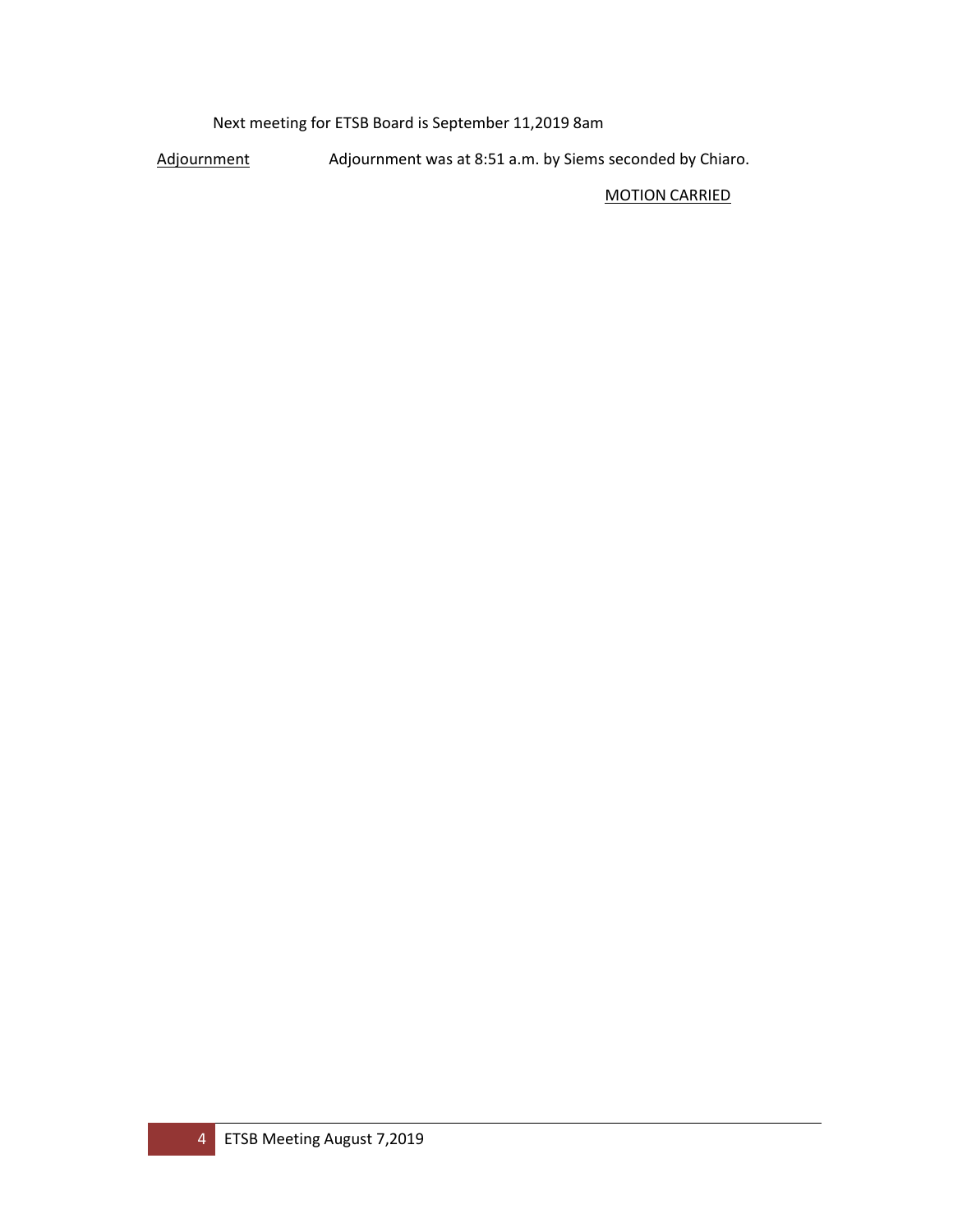Next meeting for ETSB Board is September 11,2019 8am

Adjournment    Adjournment was at 8:51 a.m. by Siems seconded by Chiaro.

MOTION CARRIED